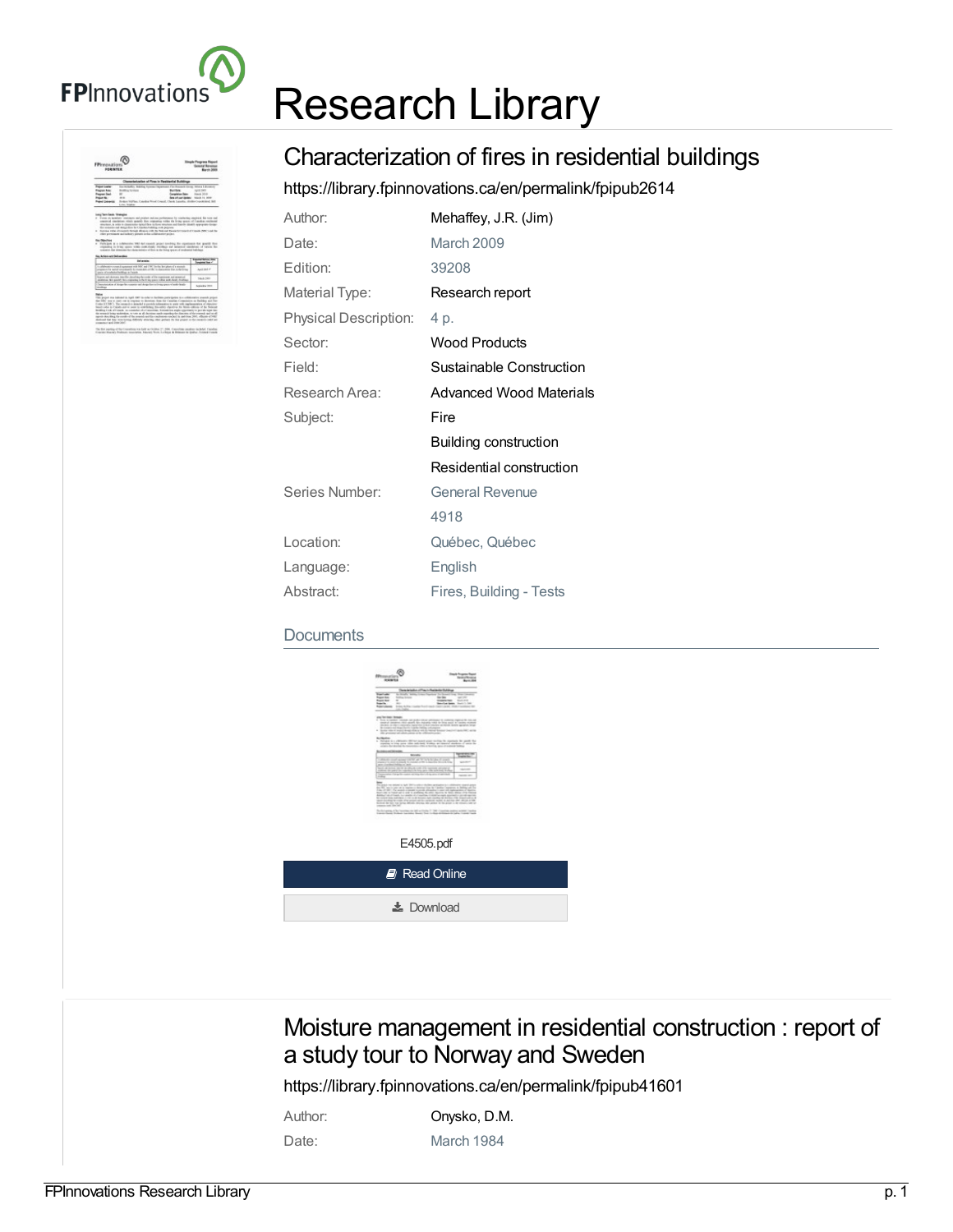# Research Library

## Characterization of fires in residential buildings

https://library.fpinnovations.ca/en/permalink/fpipub2614

| | |
|---|---|
| Author: | Mehaffey, J.R. (Jim) |
| Date: | March 2009 |
| Edition: | 39208 |
| Material Type: | Research report |
| Physical Description: | 4 p. |
| Sector: | Wood Products |
| Field: | Sustainable Construction |
| Research Area: | Advanced Wood Materials |
| Subject: | Fire |
| | Building construction |
| | Residential construction |
| Series Number: | General Revenue |
| | 4918 |
| Location: | Québec, Québec |
| Language: | English |
| Abstract: | Fires, Building - Tests |

### Documents

E4505.pdf

Read Online

Download

## Moisture management in residential construction : report of a study tour to Norway and Sweden

https://library.fpinnovations.ca/en/permalink/fpipub41601

| | |
|---|---|
| Author: | Onysko, D.M. |
| Date: | March 1984 |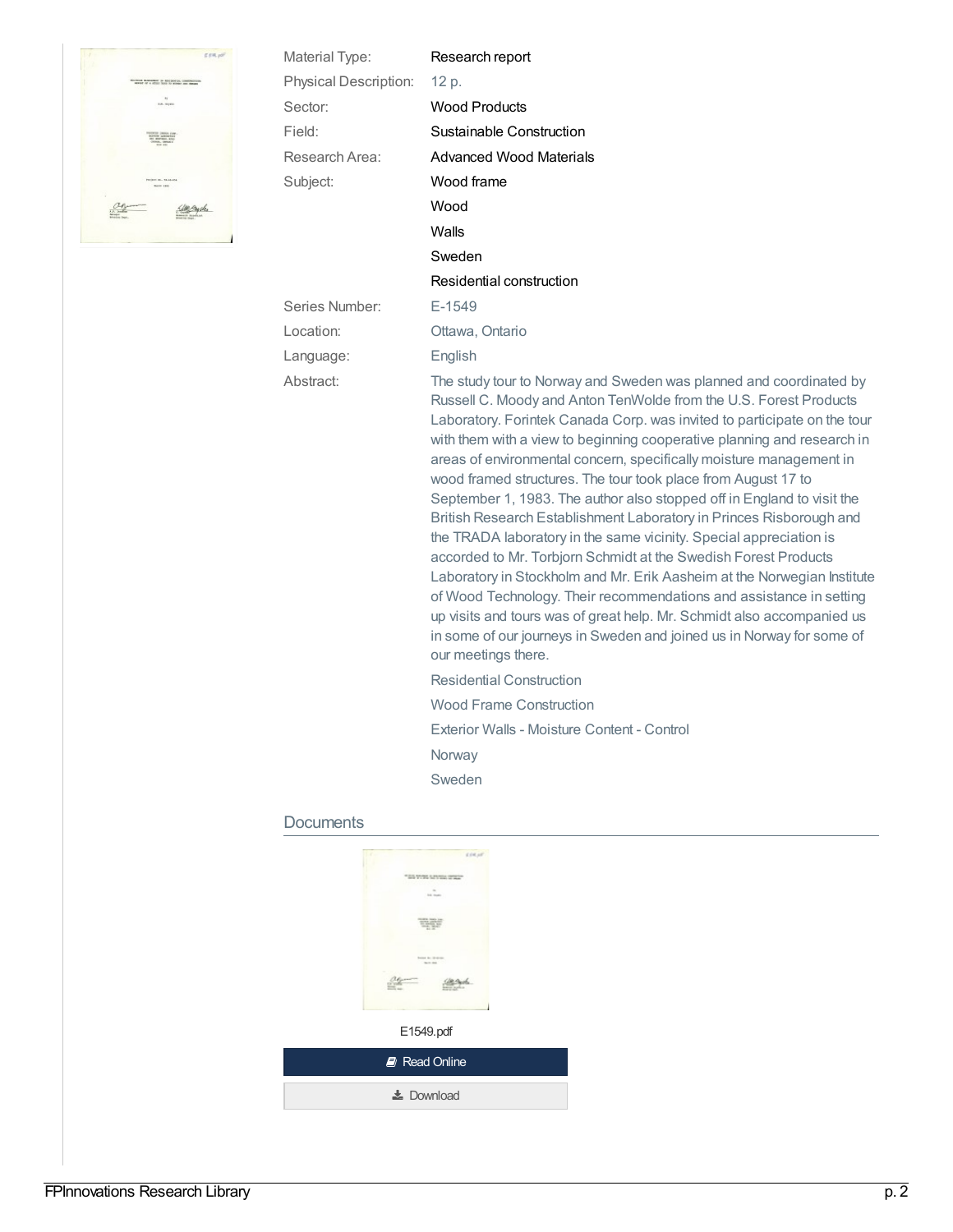| | |
|---|---|
| Material Type: | Research report |
| Physical Description: | 12 p. |
| Sector: | Wood Products |
| Field: | Sustainable Construction |
| Research Area: | Advanced Wood Materials |
| Subject: | Wood frame<br>Wood<br>Walls<br>Sweden<br>Residential construction |
| Series Number: | E-1549 |
| Location: | Ottawa, Ontario |
| Language: | English |
| Abstract: | The study tour to Norway and Sweden was planned and coordinated by Russell C. Moody and Anton TenWolde from the U.S. Forest Products Laboratory. Forintek Canada Corp. was invited to participate on the tour with them with a view to beginning cooperative planning and research in areas of environmental concern, specifically moisture management in wood framed structures. The tour took place from August 17 to September 1, 1983. The author also stopped off in England to visit the British Research Establishment Laboratory in Princes Risborough and the TRADA laboratory in the same vicinity. Special appreciation is accorded to Mr. Torbjorn Schmidt at the Swedish Forest Products Laboratory in Stockholm and Mr. Erik Aasheim at the Norwegian Institute of Wood Technology. Their recommendations and assistance in setting up visits and tours was of great help. Mr. Schmidt also accompanied us in some of our journeys in Sweden and joined us in Norway for some of our meetings there. |
| | Residential Construction<br>Wood Frame Construction<br>Exterior Walls - Moisture Content - Control<br>Norway<br>Sweden |

## Documents

E1549.pdf

Read Online

Download